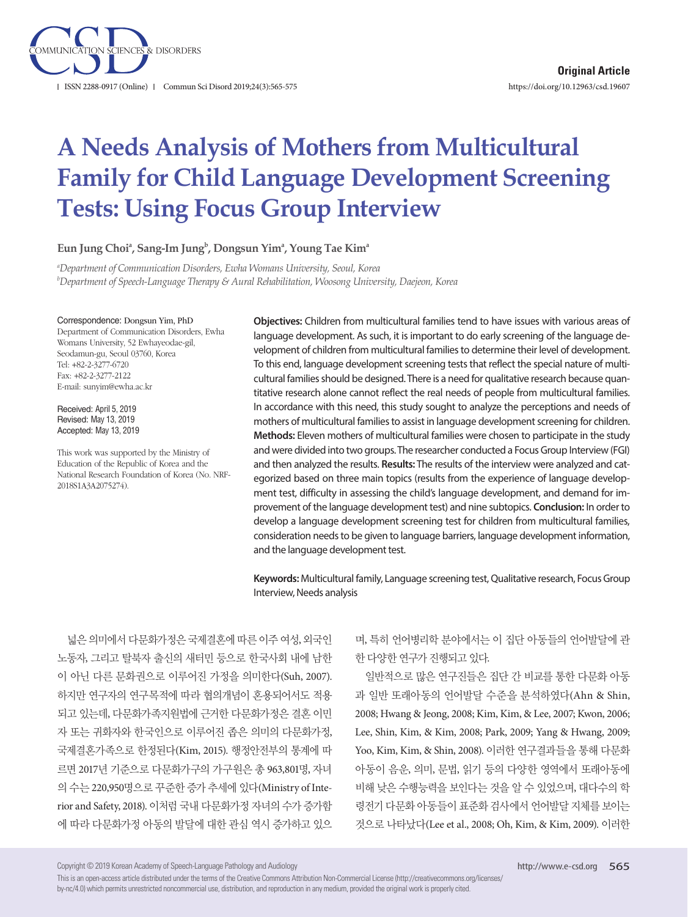Original Article

# A Needs Analysis of Mothers from Multicultural Family for Child Language Development Screening Tests: Using Focus Group Interview

**Eun Jung Choi[a], Sang-Im Jung[b], Dongsun Yim[a], Young Tae Kim[a]**

[a]*Department of Communication Disorders, Ewha Womans University, Seoul, Korea*
[b]*Department of Speech-Language Therapy & Aural Rehabilitation, Woosong University, Daejeon, Korea*

Correspondence: Dongsun Yim, PhD
Department of Communication Disorders, Ewha Womans University, 52 Ewhayeodae-gil, Seodamun-gu, Seoul 03760, Korea
Tel: +82-2-3277-6720
Fax: +82-2-3277-2122
E-mail: sunyim@ewha.ac.kr

Received: April 5, 2019
Revised: May 13, 2019
Accepted: May 13, 2019

This work was supported by the Ministry of Education of the Republic of Korea and the National Research Foundation of Korea (No. NRF-2018S1A3A2075274).

**Objectives:** Children from multicultural families tend to have issues with various areas of language development. As such, it is important to do early screening of the language development of children from multicultural families to determine their level of development. To this end, language development screening tests that reflect the special nature of multicultural families should be designed. There is a need for qualitative research because quantitative research alone cannot reflect the real needs of people from multicultural families. In accordance with this need, this study sought to analyze the perceptions and needs of mothers of multicultural families to assist in language development screening for children. **Methods:** Eleven mothers of multicultural families were chosen to participate in the study and were divided into two groups. The researcher conducted a Focus Group Interview (FGI) and then analyzed the results. **Results:** The results of the interview were analyzed and categorized based on three main topics (results from the experience of language development test, difficulty in assessing the child's language development, and demand for improvement of the language development test) and nine subtopics. **Conclusion:** In order to develop a language development screening test for children from multicultural families, consideration needs to be given to language barriers, language development information, and the language development test.

**Keywords:** Multicultural family, Language screening test, Qualitative research, Focus Group Interview, Needs analysis

넓은 의미에서 다문화가정은 국제결혼에 따른 이주 여성, 외국인 노동자, 그리고 탈북자 출신의 새터민 등으로 한국사회 내에 남한이 아닌 다른 문화권으로 이루어진 가정을 의미한다(Suh, 2007). 하지만 연구자의 연구목적에 따라 협의개념이 혼용되어서도 적용되고 있는데, 다문화가족지원법에 근거한 다문화가정은 결혼 이민자 또는 귀화자와 한국인으로 이루어진 좁은 의미의 다문화가정, 국제결혼가족으로 한정된다(Kim, 2015). 행정안전부의 통계에 따르면 2017년 기준으로 다문화가구의 가구원은 총 963,801명, 자녀의 수는 220,950명으로 꾸준한 증가 추세에 있다(Ministry of Interior and Safety, 2018). 이처럼 국내 다문화가정 자녀의 수가 증가함에 따라 다문화가정 아동의 발달에 대한 관심 역시 증가하고 있으며, 특히 언어병리학 분야에서는 이 집단 아동들의 언어발달에 관한 다양한 연구가 진행되고 있다.

일반적으로 많은 연구진들은 집단 간 비교를 통한 다문화 아동과 일반 또래아동의 언어발달 수준을 분석하였다(Ahn & Shin, 2008; Hwang & Jeong, 2008; Kim, Kim, & Lee, 2007; Kwon, 2006; Lee, Shin, Kim, & Kim, 2008; Park, 2009; Yang & Hwang, 2009; Yoo, Kim, Kim, & Shin, 2008). 이러한 연구결과들을 통해 다문화 아동이 음운, 의미, 문법, 읽기 등의 다양한 영역에서 또래아동에 비해 낮은 수행능력을 보인다는 것을 알 수 있었으며, 대다수의 학령전기 다문화 아동들이 표준화 검사에서 언어발달 지체를 보이는 것으로 나타났다(Lee et al., 2008; Oh, Kim, & Kim, 2009). 이러한

Copyright © 2019 Korean Academy of Speech-Language Pathology and Audiology
This is an open-access article distributed under the terms of the Creative Commons Attribution Non-Commercial License (http://creativecommons.org/licenses/by-nc/4.0) which permits unrestricted noncommercial use, distribution, and reproduction in any medium, provided the original work is properly cited.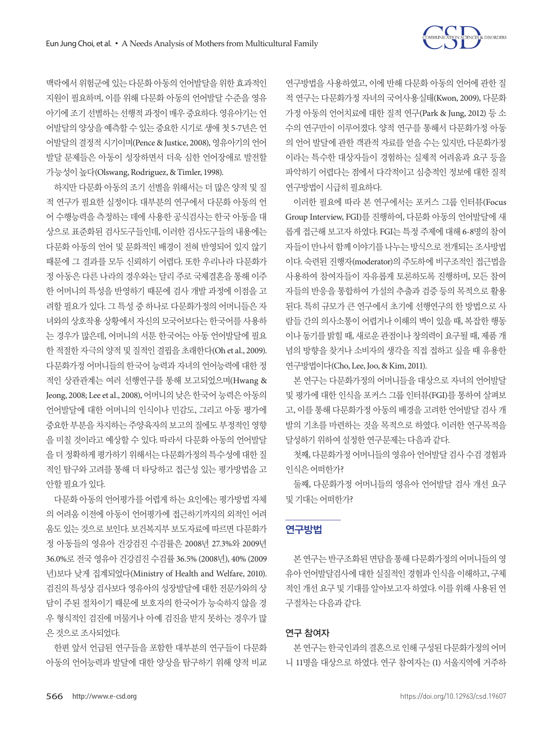맥락에서 위험군에 있는 다문화 아동의 언어발달을 위한 효과적인 지원이 필요하며, 이를 위해 다문화 아동의 언어발달 수준을 영유아기에 조기 선별하는 선행적 과정이 매우 중요하다. 영유아기는 언어발달의 양상을 예측할 수 있는 중요한 시기로 생애 첫 5-7년은 언어발달의 결정적 시기이며(Pence & Justice, 2008), 영유아기의 언어발달 문제들은 아동이 성장하면서 더욱 심한 언어장애로 발전할 가능성이 높다(Olswang, Rodriguez, & Timler, 1998).

하지만 다문화 아동의 조기 선별을 위해서는 더 많은 양적 및 질적 연구가 필요한 실정이다. 대부분의 연구에서 다문화 아동의 언어 수행능력을 측정하는 데에 사용한 공식검사는 한국 아동을 대상으로 표준화된 검사도구들인데, 이러한 검사도구들의 내용에는 다문화 아동의 언어 및 문화적인 배경이 전혀 반영되어 있지 않기 때문에 그 결과를 모두 신뢰하기 어렵다. 또한 우리나라 다문화가정 아동은 다른 나라의 경우와는 달리 주로 국제결혼을 통해 이주한 어머니의 특성을 반영하기 때문에 검사 개발 과정에 이점을 고려할 필요가 있다. 그 특성 중 하나로 다문화가정의 어머니들은 자녀와의 상호작용 상황에서 자신의 모국어보다는 한국어를 사용하는 경우가 많은데, 어머니의 서툰 한국어는 아동 언어발달에 필요한 적절한 자극의 양적 및 질적인 결핍을 초래한다(Oh et al., 2009). 다문화가정 어머니들의 한국어 능력과 자녀의 언어능력에 대한 정적인 상관관계는 여러 선행연구를 통해 보고되었으며(Hwang & Jeong, 2008; Lee et al., 2008), 어머니의 낮은 한국어 능력은 아동의 언어발달에 대한 어머니의 인식이나 민감도, 그리고 아동 평가에 중요한 부분을 차지하는 주양육자의 보고의 질에도 부정적인 영향을 미칠 것이라고 예상할 수 있다. 따라서 다문화 아동의 언어발달을 더 정확하게 평가하기 위해서는 다문화가정의 특수성에 대한 질적인 탐구와 고려를 통해 더 타당하고 접근성 있는 평가방법을 고안할 필요가 있다.

다문화 아동의 언어평가를 어렵게 하는 요인에는 평가방법 자체의 어려움 이전에 아동이 언어평가에 접근하기까지의 외적인 어려움도 있는 것으로 보인다. 보건복지부 보도자료에 따르면 다문화가정 아동들의 영유아 건강검진 수검률은 2008년 27.3%와 2009년 36.0%로 전국 영유아 건강검진 수검률 36.5% (2008년), 40% (2009년)보다 낮게 집계되었다(Ministry of Health and Welfare, 2010). 검진의 특성상 검사보다 영유아의 성장발달에 대한 전문가와의 상담이 주된 절차이기 때문에 보호자의 한국어가 능숙하지 않을 경우 형식적인 검진에 머물거나 아예 검진을 받지 못하는 경우가 많은 것으로 조사되었다.

한편 앞서 언급된 연구들을 포함한 대부분의 연구들이 다문화 아동의 언어능력과 발달에 대한 양상을 탐구하기 위해 양적 비교 연구방법을 사용하였고, 이에 반해 다문화 아동의 언어에 관한 질적 연구는 다문화가정 자녀의 국어사용실태(Kwon, 2009), 다문화가정 아동의 언어치료에 대한 질적 연구(Park & Jung, 2012) 등 소수의 연구만이 이루어졌다. 양적 연구를 통해서 다문화가정 아동의 언어 발달에 관한 객관적 자료를 얻을 수는 있지만, 다문화가정이라는 특수한 대상자들이 경험하는 실제적 어려움과 요구 등을 파악하기 어렵다는 점에서 다각적이고 심층적인 정보에 대한 질적 연구방법이 시급히 필요하다.

이러한 필요에 따라 본 연구에서는 포커스 그룹 인터뷰(Focus Group Interview, FGI)를 진행하여, 다문화 아동의 언어발달에 새롭게 접근해 보고자 하였다. FGI는 특정 주제에 대해 6-8명의 참여자들이 만나서 함께 이야기를 나누는 방식으로 전개되는 조사방법이다. 숙련된 진행자(moderator)의 주도하에 비구조적인 접근법을 사용하여 참여자들이 자유롭게 토론하도록 진행하며, 모든 참여자들의 반응을 통합하여 가설의 추출과 검증 등의 목적으로 활용된다. 특히 규모가 큰 연구에서 초기에 선행연구의 한 방법으로 사람들 간의 의사소통이 어렵거나 이해의 벽이 있을 때, 복잡한 행동이나 동기를 밝힐 때, 새로운 관점이나 창의력이 요구될 때, 제품 개념의 방향을 찾거나 소비자의 생각을 직접 접하고 싶을 때 유용한 연구방법이다(Cho, Lee, Joo, & Kim, 2011).

본 연구는 다문화가정의 어머니들을 대상으로 자녀의 언어발달 및 평가에 대한 인식을 포커스 그룹 인터뷰(FGI)를 통하여 살펴보고, 이를 통해 다문화가정 아동의 배경을 고려한 언어발달 검사 개발의 기초를 마련하는 것을 목적으로 하였다. 이러한 연구목적을 달성하기 위하여 설정한 연구문제는 다음과 같다.

첫째, 다문화가정 어머니들의 영유아 언어발달 검사 수검 경험과 인식은 어떠한가?

둘째, 다문화가정 어머니들의 영유아 언어발달 검사 개선 요구 및 기대는 어떠한가?

## 연구방법

본 연구는 반구조화된 면담을 통해 다문화가정의 어머니들의 영유아 언어발달검사에 대한 실질적인 경험과 인식을 이해하고, 구체적인 개선 요구 및 기대를 알아보고자 하였다. 이를 위해 사용된 연구절차는 다음과 같다.

### 연구 참여자

본 연구는 한국인과의 결혼으로 인해 구성된 다문화가정의 어머니 11명을 대상으로 하였다. 연구 참여자는 (1) 서울지역에 거주하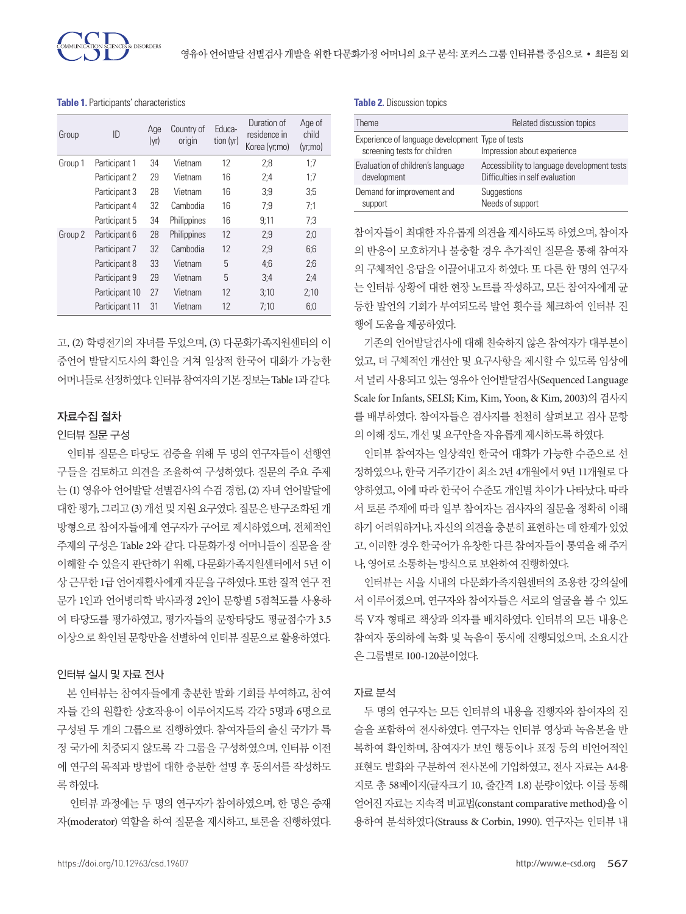**Table 1.** Participants' characteristics

| Group | ID | Age (yr) | Country of origin | Education (yr) | Duration of residence in Korea (yr;mo) | Age of child (yr;mo) |
|---|---|---|---|---|---|---|
| Group 1 | Participant 1 | 34 | Vietnam | 12 | 2;8 | 1;7 |
| | Participant 2 | 29 | Vietnam | 16 | 2;4 | 1;7 |
| | Participant 3 | 28 | Vietnam | 16 | 3;9 | 3;5 |
| | Participant 4 | 32 | Cambodia | 16 | 7;9 | 7;1 |
| | Participant 5 | 34 | Philippines | 16 | 9;11 | 7;3 |
| Group 2 | Participant 6 | 28 | Philippines | 12 | 2;9 | 2;0 |
| | Participant 7 | 32 | Cambodia | 12 | 2;9 | 6;6 |
| | Participant 8 | 33 | Vietnam | 5 | 4;6 | 2;6 |
| | Participant 9 | 29 | Vietnam | 5 | 3;4 | 2;4 |
| | Participant 10 | 27 | Vietnam | 12 | 3;10 | 2;10 |
| | Participant 11 | 31 | Vietnam | 12 | 7;10 | 6;0 |

고, (2) 학령전기의 자녀를 두었으며, (3) 다문화가족지원센터의 이중언어 발달지도사의 확인을 거쳐 일상적 한국어 대화가 가능한 어머니들로 선정하였다. 인터뷰 참여자의 기본 정보는 Table 1과 같다.

## 자료수집 절차

### 인터뷰 질문 구성

인터뷰 질문은 타당도 검증을 위해 두 명의 연구자들이 선행연구들을 검토하고 의견을 조율하여 구성하였다. 질문의 주요 주제는 (1) 영유아 언어발달 선별검사의 수검 경험, (2) 자녀 언어발달에 대한 평가, 그리고 (3) 개선 및 지원 요구였다. 질문은 반구조화된 개방형으로 참여자들에게 연구자가 구어로 제시하였으며, 전체적인 주제의 구성은 Table 2와 같다. 다문화가정 어머니들이 질문을 잘 이해할 수 있을지 판단하기 위해, 다문화가족지원센터에서 5년 이상 근무한 1급 언어재활사에게 자문을 구하였다. 또한 질적 연구 전문가 1인과 언어병리학 박사과정 2인이 문항별 5점척도를 사용하여 타당도를 평가하였고, 평가자들의 문항타당도 평균점수가 3.5 이상으로 확인된 문항만을 선별하여 인터뷰 질문으로 활용하였다.

### 인터뷰 실시 및 자료 전사

본 인터뷰는 참여자들에게 충분한 발화 기회를 부여하고, 참여자들 간의 원활한 상호작용이 이루어지도록 각각 5명과 6명으로 구성된 두 개의 그룹으로 진행하였다. 참여자들의 출신 국가가 특정 국가에 치중되지 않도록 각 그룹을 구성하였으며, 인터뷰 이전에 연구의 목적과 방법에 대한 충분한 설명 후 동의서를 작성하도록 하였다.

인터뷰 과정에는 두 명의 연구자가 참여하였으며, 한 명은 중재자(moderator) 역할을 하여 질문을 제시하고, 토론을 진행하였다.

**Table 2.** Discussion topics

| Theme | Related discussion topics |
|---|---|
| Experience of language development screening tests for children | Type of tests<br>Impression about experience |
| Evaluation of children's language development | Accessibility to language development tests<br>Difficulties in self evaluation |
| Demand for improvement and support | Suggestions<br>Needs of support |

참여자들이 최대한 자유롭게 의견을 제시하도록 하였으며, 참여자의 반응이 모호하거나 불충할 경우 추가적인 질문을 통해 참여자의 구체적인 응답을 이끌어내고자 하였다. 또 다른 한 명의 연구자는 인터뷰 상황에 대한 현장 노트를 작성하고, 모든 참여자에게 균등한 발언의 기회가 부여되도록 발언 횟수를 체크하여 인터뷰 진행에 도움을 제공하였다.

기존의 언어발달검사에 대해 친숙하지 않은 참여자가 대부분이었고, 더 구체적인 개선안 및 요구사항을 제시할 수 있도록 임상에서 널리 사용되고 있는 영유아 언어발달검사(Sequenced Language Scale for Infants, SELSI; Kim, Kim, Yoon, & Kim, 2003)의 검사지를 배부하였다. 참여자들은 검사지를 천천히 살펴보고 검사 문항의 이해 정도, 개선 및 요구안을 자유롭게 제시하도록 하였다.

인터뷰 참여자는 일상적인 한국어 대화가 가능한 수준으로 선정하였으나, 한국 거주기간이 최소 2년 4개월에서 9년 11개월로 다양하였고, 이에 따라 한국어 수준도 개인별 차이가 나타났다. 따라서 토론 주제에 따라 일부 참여자는 검사자의 질문을 정확히 이해하기 어려워하거나, 자신의 의견을 충분히 표현하는 데 한계가 있었고, 이러한 경우 한국어가 유창한 다른 참여자들이 통역을 해 주거나, 영어로 소통하는 방식으로 보완하여 진행하였다.

인터뷰는 서울 시내의 다문화가족지원센터의 조용한 강의실에서 이루어졌으며, 연구자와 참여자들은 서로의 얼굴을 볼 수 있도록 V자 형태로 책상과 의자를 배치하였다. 인터뷰의 모든 내용은 참여자 동의하에 녹화 및 녹음이 동시에 진행되었으며, 소요시간은 그룹별로 100-120분이었다.

### 자료 분석

두 명의 연구자는 모든 인터뷰의 내용을 진행자와 참여자의 진술을 포함하여 전사하였다. 연구자는 인터뷰 영상과 녹음본을 반복하여 확인하며, 참여자가 보인 행동이나 표정 등의 비언어적인 표현도 발화와 구분하여 전사본에 기입하였고, 전사 자료는 A4용지로 총 58페이지(글자크기 10, 줄간격 1.8) 분량이었다. 이를 통해 얻어진 자료는 지속적 비교법(constant comparative method)을 이용하여 분석하였다(Strauss & Corbin, 1990). 연구자는 인터뷰 내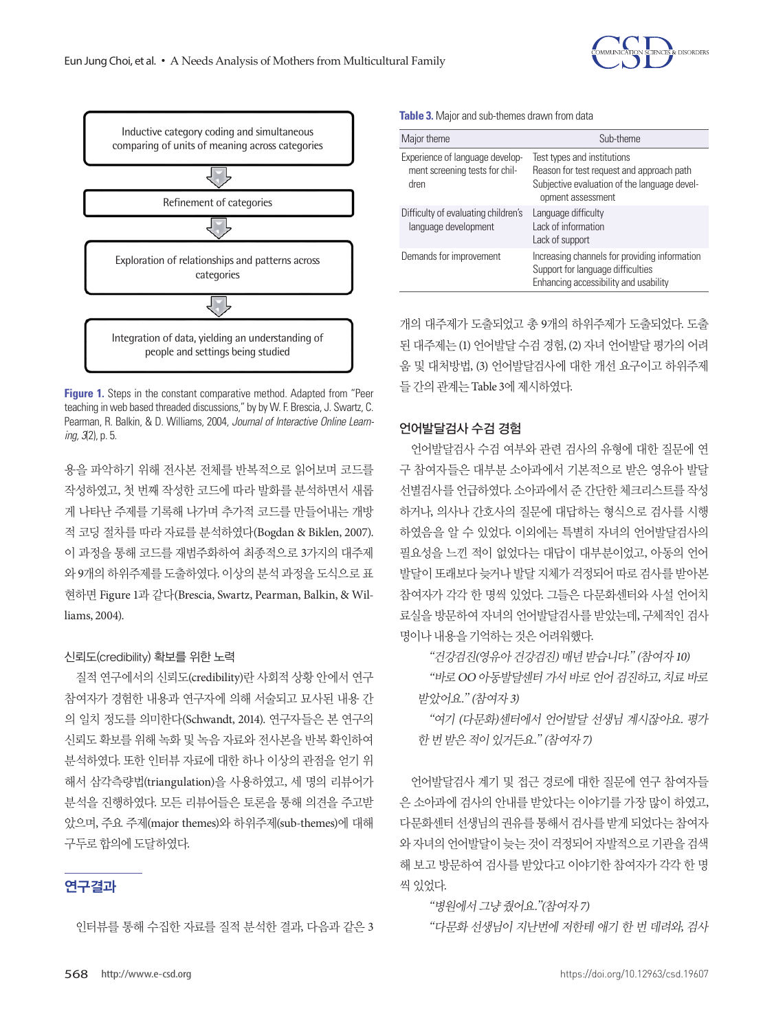Inductive category coding and simultaneous comparing of units of meaning across categories

↓

Refinement of categories

↓

Exploration of relationships and patterns across categories

↓

Integration of data, yielding an understanding of people and settings being studied

**Figure 1.** Steps in the constant comparative method. Adapted from "Peer teaching in web based threaded discussions," by by W. F. Brescia, J. Swartz, C. Pearman, R. Balkin, & D. Williams, 2004, *Journal of Interactive Online Learning, 3*(2), p. 5.

용을 파악하기 위해 전사본 전체를 반복적으로 읽어보며 코드를 작성하였고, 첫 번째 작성한 코드에 따라 발화를 분석하면서 새롭게 나타난 주제를 기록해 나가며 추가적 코드를 만들어내는 개방적 코딩 절차를 따라 자료를 분석하였다(Bogdan & Biklen, 2007). 이 과정을 통해 코드를 재범주화하여 최종적으로 3가지의 대주제와 9개의 하위주제를 도출하였다. 이상의 분석 과정을 도식으로 표현하면 Figure 1과 같다(Brescia, Swartz, Pearman, Balkin, & Williams, 2004).

### 신뢰도(credibility) 확보를 위한 노력

질적 연구에서의 신뢰도(credibility)란 사회적 상황 안에서 연구 참여자가 경험한 내용과 연구자에 의해 서술되고 묘사된 내용 간의 일치 정도를 의미한다(Schwandt, 2014). 연구자들은 본 연구의 신뢰도 확보를 위해 녹화 및 녹음 자료와 전사본을 반복 확인하여 분석하였다. 또한 인터뷰 자료에 대한 하나 이상의 관점을 얻기 위해서 삼각측량법(triangulation)을 사용하였고, 세 명의 리뷰어가 분석을 진행하였다. 모든 리뷰어들은 토론을 통해 의견을 주고받았으며, 주요 주제(major themes)와 하위주제(sub-themes)에 대해 구두로 합의에 도달하였다.

## 연구결과

인터뷰를 통해 수집한 자료를 질적 분석한 결과, 다음과 같은 3개의 대주제가 도출되었고 총 9개의 하위주제가 도출되었다. 도출된 대주제는 (1) 언어발달 수검 경험, (2) 자녀 언어발달 평가의 어려움 및 대처방법, (3) 언어발달검사에 대한 개선 요구이고 하위주제들 간의 관계는 Table 3에 제시하였다.

**Table 3.** Major and sub-themes drawn from data

| Major theme | Sub-theme |
|---|---|
| Experience of language development screening tests for children | Test types and institutions<br>Reason for test request and approach path<br>Subjective evaluation of the language development assessment |
| Difficulty of evaluating children's language development | Language difficulty<br>Lack of information<br>Lack of support |
| Demands for improvement | Increasing channels for providing information<br>Support for language difficulties<br>Enhancing accessibility and usability |

### 언어발달검사 수검 경험

언어발달검사 수검 여부와 관련 검사의 유형에 대한 질문에 연구 참여자들은 대부분 소아과에서 기본적으로 받은 영유아 발달 선별검사를 언급하였다. 소아과에서 준 간단한 체크리스트를 작성하거나, 의사나 간호사의 질문에 대답하는 형식으로 검사를 시행하였음을 알 수 있었다. 이외에는 특별히 자녀의 언어발달검사의 필요성을 느낀 적이 없었다는 대답이 대부분이었고, 아동의 언어발달이 또래보다 늦거나 발달 지체가 걱정되어 따로 검사를 받아본 참여자가 각각 한 명씩 있었다. 그들은 다문화센터와 사설 언어치료실을 방문하여 자녀의 언어발달검사를 받았는데, 구체적인 검사명이나 내용을 기억하는 것은 어려워했다.

> *"건강검진(영유아 건강검진) 매년 받습니다." (참여자 10)*
>
> *"바로 OO 아동발달센터 가서 바로 언어 검진하고, 치료 바로 받았어요." (참여자 3)*
>
> *"여기 (다문화)센터에서 언어발달 선생님 계시잖아요. 평가 한 번 받은 적이 있거든요." (참여자 7)*

언어발달검사 계기 및 접근 경로에 대한 질문에 연구 참여자들은 소아과에 검사의 안내를 받았다는 이야기를 가장 많이 하였고, 다문화센터 선생님의 권유를 통해서 검사를 받게 되었다는 참여자와 자녀의 언어발달이 늦는 것이 걱정되어 자발적으로 기관을 검색해 보고 방문하여 검사를 받았다고 이야기한 참여자가 각각 한 명씩 있었다.

> *"병원에서 그냥 줬어요."(참여자 7)*
>
> *"다문화 선생님이 지난번에 저한테 애기 한 번 데려와, 검사*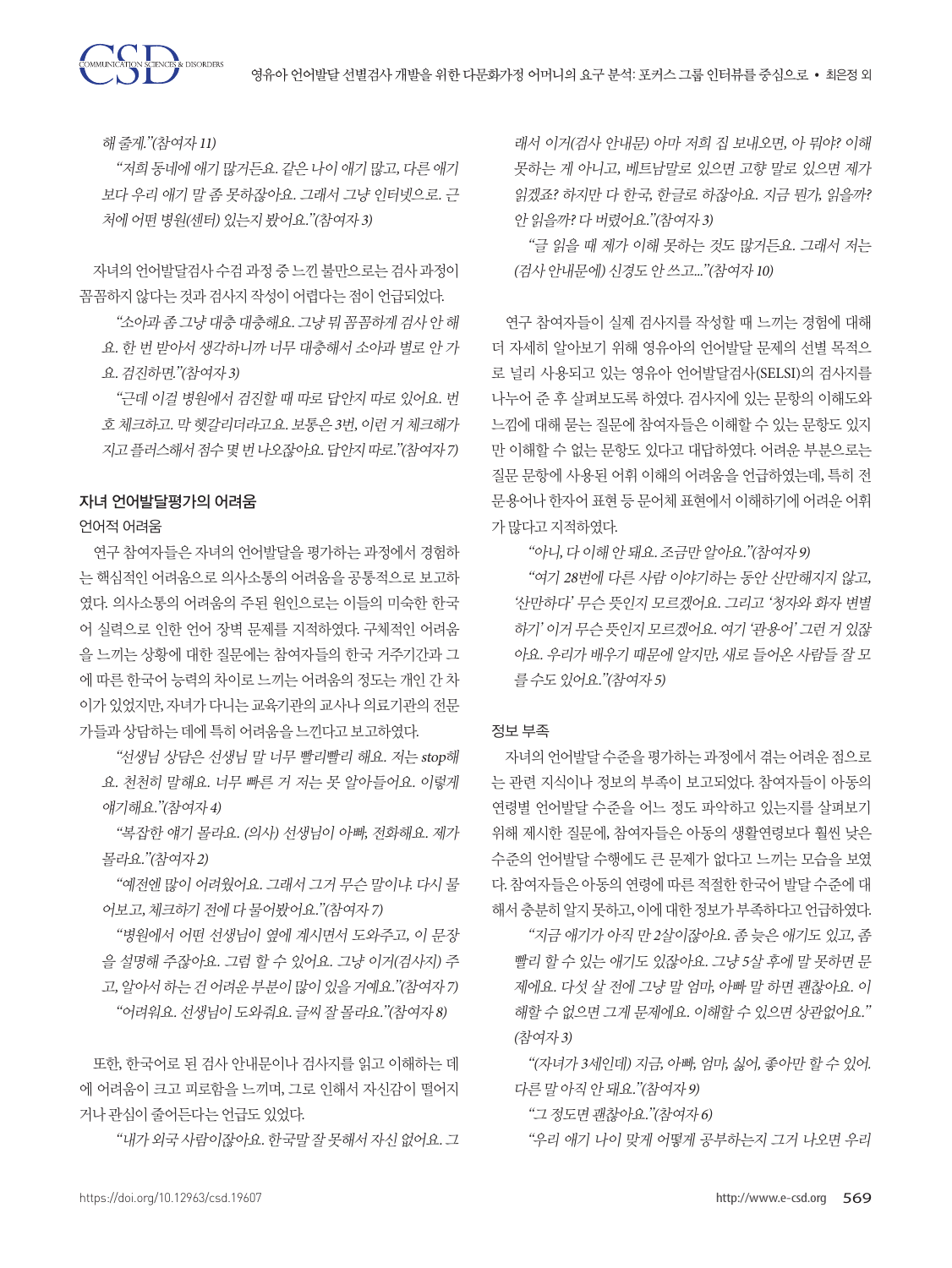*해 줄게."(참여자 11)*

*"저희 동네에 애기 많거든요. 같은 나이 애기 많고, 다른 애기보다 우리 애기 말 좀 못하잖아요. 그래서 그냥 인터넷으로. 근처에 어떤 병원(센터) 있는지 봤어요."(참여자 3)*

자녀의 언어발달검사 수검 과정 중 느낀 불만으로는 검사 과정이 꼼꼼하지 않다는 것과 검사지 작성이 어렵다는 점이 언급되었다.

*"소아과 좀 그냥 대충 대충해요. 그냥 뭐 꼼꼼하게 검사 안 해요. 한 번 받아서 생각하니까 너무 대충해서 소아과 별로 안 가요. 검진하면."(참여자 3)*

*"근데 이걸 병원에서 검진할 때 따로 답안지 따로 있어요. 번호 체크하고. 막 헷갈리더라고요. 보통은 3번, 이런 거 체크해가지고 플러스해서 점수 몇 번 나오잖아요. 답안지 따로."(참여자 7)*

### 자녀 언어발달평가의 어려움

#### 언어적 어려움

연구 참여자들은 자녀의 언어발달을 평가하는 과정에서 경험하는 핵심적인 어려움으로 의사소통의 어려움을 공통적으로 보고하였다. 의사소통의 어려움의 주된 원인으로는 이들의 미숙한 한국어 실력으로 인한 언어 장벽 문제를 지적하였다. 구체적인 어려움을 느끼는 상황에 대한 질문에는 참여자들의 한국 거주기간과 그에 따른 한국어 능력의 차이로 느끼는 어려움의 정도는 개인 간 차이가 있었지만, 자녀가 다니는 교육기관의 교사나 의료기관의 전문가들과 상담하는 데에 특히 어려움을 느낀다고 보고하였다.

*"선생님 상담은 선생님 말 너무 빨리빨리 해요. 저는 stop해요. 천천히 말해요. 너무 빠른 거 저는 못 알아들어요. 이렇게 얘기해요."(참여자 4)*

*"복잡한 얘기 몰라요. (의사) 선생님이 아빠, 전화해요. 제가 몰라요."(참여자 2)*

*"예전엔 많이 어려웠어요. 그래서 그거 무슨 말이냐. 다시 물어보고, 체크하기 전에 다 물어봤어요."(참여자 7)*

*"병원에서 어떤 선생님이 옆에 계시면서 도와주고, 이 문장을 설명해 주잖아요. 그럼 할 수 있어요. 그냥 이거(검사지) 주고, 알아서 하는 건 어려운 부분이 많이 있을 거예요."(참여자 7)*

*"어려워요. 선생님이 도와줘요. 글씨 잘 몰라요."(참여자 8)*

또한, 한국어로 된 검사 안내문이나 검사지를 읽고 이해하는 데에 어려움이 크고 피로함을 느끼며, 그로 인해서 자신감이 떨어지거나 관심이 줄어든다는 언급도 있었다.

*"내가 외국 사람이잖아요. 한국말 잘 못해서 자신 없어요. 그래서 이거(검사 안내문) 아마 저희 집 보내오면, 아 뭐야? 이해 못하는 게 아니고, 베트남말로 있으면 고향 말로 있으면 제가 읽겠죠? 하지만 다 한국, 한글로 하잖아요. 지금 뭔가, 읽을까? 안 읽을까? 다 버렸어요."(참여자 3)*

*"글 읽을 때 제가 이해 못하는 것도 많거든요. 그래서 저는 (검사 안내문에) 신경도 안 쓰고..."(참여자 10)*

연구 참여자들이 실제 검사지를 작성할 때 느끼는 경험에 대해 더 자세히 알아보기 위해 영유아의 언어발달 문제의 선별 목적으로 널리 사용되고 있는 영유아 언어발달검사(SELSI)의 검사지를 나누어 준 후 살펴보도록 하였다. 검사지에 있는 문항의 이해도와 느낌에 대해 묻는 질문에 참여자들은 이해할 수 있는 문항도 있지만 이해할 수 없는 문항도 있다고 대답하였다. 어려운 부분으로는 질문 문항에 사용된 어휘 이해의 어려움을 언급하였는데, 특히 전문용어나 한자어 표현 등 문어체 표현에서 이해하기에 어려운 어휘가 많다고 지적하였다.

*"아니, 다 이해 안 돼요. 조금만 알아요."(참여자 9)*

*"여기 28번에 다른 사람 이야기하는 동안 산만해지지 않고, '산만하다' 무슨 뜻인지 모르겠어요. 그리고 '청자와 화자 변별하기' 이거 무슨 뜻인지 모르겠어요. 여기 '관용어' 그런 거 있잖아요. 우리가 배우기 때문에 알지만, 새로 들어온 사람들 잘 모를 수도 있어요."(참여자 5)*

#### 정보 부족

자녀의 언어발달 수준을 평가하는 과정에서 겪는 어려운 점으로는 관련 지식이나 정보의 부족이 보고되었다. 참여자들이 아동의 연령별 언어발달 수준을 어느 정도 파악하고 있는지를 살펴보기 위해 제시한 질문에, 참여자들은 아동의 생활연령보다 훨씬 낮은 수준의 언어발달 수행에도 큰 문제가 없다고 느끼는 모습을 보였다. 참여자들은 아동의 연령에 따른 적절한 한국어 발달 수준에 대해서 충분히 알지 못하고, 이에 대한 정보가 부족하다고 언급하였다.

*"지금 애기가 아직 만 2살이잖아요. 좀 늦은 애기도 있고, 좀 빨리 할 수 있는 애기도 있잖아요. 그냥 5살 후에 말 못하면 문제에요. 다섯 살 전에 그냥 말 엄마, 아빠 말 하면 괜찮아요. 이해할 수 없으면 그게 문제에요. 이해할 수 있으면 상관없어요."(참여자 3)*

*"(자녀가 3세인데) 지금, 아빠, 엄마, 싫어, 좋아만 할 수 있어. 다른 말 아직 안 돼요."(참여자 9)*

*"그 정도면 괜찮아요."(참여자 6)*

*"우리 애기 나이 맞게 어떻게 공부하는지 그거 나오면 우리*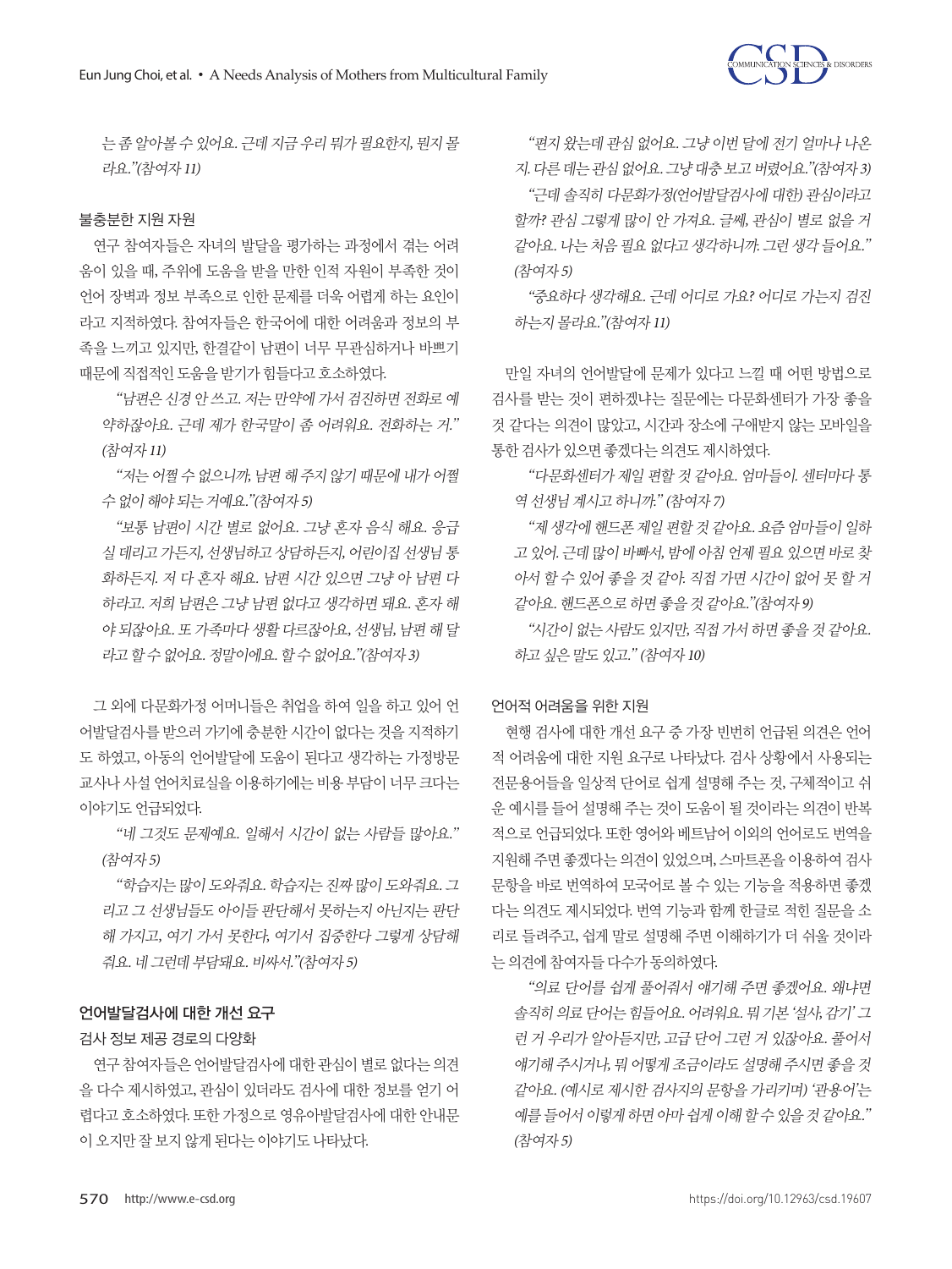는 좀 알아볼 수 있어요. 근데 지금 우리 뭐가 필요한지, 뭔지 몰라요."(참여자 11)

### 불충분한 지원 자원

연구 참여자들은 자녀의 발달을 평가하는 과정에서 겪는 어려움이 있을 때, 주위에 도움을 받을 만한 인적 자원이 부족한 것이 언어 장벽과 정보 부족으로 인한 문제를 더욱 어렵게 하는 요인이라고 지적하였다. 참여자들은 한국어에 대한 어려움과 정보의 부족을 느끼고 있지만, 한결같이 남편이 너무 무관심하거나 바쁘기 때문에 직접적인 도움을 받기가 힘들다고 호소하였다.

*"남편은 신경 안 쓰고. 저는 만약에 가서 검진하면 전화로 예약하잖아요. 근데 제가 한국말이 좀 어려워요. 전화하는 거." (참여자 11)*

*"저는 어쩔 수 없으니까, 남편 해 주지 않기 때문에 내가 어쩔 수 없이 해야 되는 거예요."(참여자 5)*

*"보통 남편이 시간 별로 없어요. 그냥 혼자 음식 해요. 응급실 데리고 가든지, 선생님하고 상담하든지, 어린이집 선생님 통화하든지. 저 다 혼자 해요. 남편 시간 있으면 그냥 아 남편 다 하라고. 저희 남편은 그냥 남편 없다고 생각하면 돼요. 혼자 해야 되잖아요. 또 가족마다 생활 다르잖아요, 선생님, 남편 해 달라고 할 수 없어요. 정말이에요. 할 수 없어요."(참여자 3)*

그 외에 다문화가정 어머니들은 취업을 하여 일을 하고 있어 언어발달검사를 받으러 가기에 충분한 시간이 없다는 것을 지적하기도 하였고, 아동의 언어발달에 도움이 된다고 생각하는 가정방문 교사나 사설 언어치료실을 이용하기에는 비용 부담이 너무 크다는 이야기도 언급되었다.

*"네 그것도 문제예요. 일해서 시간이 없는 사람들 많아요." (참여자 5)*

*"학습지는 많이 도와줘요. 학습지는 진짜 많이 도와줘요. 그리고 그 선생님들도 아이들 판단해서 못하는지 아닌지는 판단해 가지고, 여기 가서 못한다, 여기서 집중한다 그렇게 상담해 줘요. 네 그런데 부담돼요. 비싸서."(참여자 5)*

## 언어발달검사에 대한 개선 요구

### 검사 정보 제공 경로의 다양화

연구 참여자들은 언어발달검사에 대한 관심이 별로 없다는 의견을 다수 제시하였고, 관심이 있더라도 검사에 대한 정보를 얻기 어렵다고 호소하였다. 또한 가정으로 영유아발달검사에 대한 안내문이 오지만 잘 보지 않게 된다는 이야기도 나타났다.

*"편지 왔는데 관심 없어요. 그냥 이번 달에 전기 얼마나 나온지. 다른 데는 관심 없어요. 그냥 대충 보고 버렸어요."(참여자 3)*

*"근데 솔직히 다문화가정(언어발달검사에 대한) 관심이라고 할까? 관심 그렇게 많이 안 가져요. 글쎄, 관심이 별로 없을 거 같아요. 나는 처음 필요 없다고 생각하니까. 그런 생각 들어요." (참여자 5)*

*"중요하다 생각해요. 근데 어디로 가요? 어디로 가는지 검진 하는지 몰라요."(참여자 11)*

만일 자녀의 언어발달에 문제가 있다고 느낄 때 어떤 방법으로 검사를 받는 것이 편하겠냐는 질문에는 다문화센터가 가장 좋을 것 같다는 의견이 많았고, 시간과 장소에 구애받지 않는 모바일을 통한 검사가 있으면 좋겠다는 의견도 제시하였다.

*"다문화센터가 제일 편할 것 같아요. 엄마들이. 센터마다 통역 선생님 계시고 하니까." (참여자 7)*

*"제 생각에 핸드폰 제일 편할 것 같아요. 요즘 엄마들이 일하고 있어. 근데 많이 바빠서, 밤에 아침 언제 필요 있으면 바로 찾아서 할 수 있어 좋을 것 같아. 직접 가면 시간이 없어 못 할 거 같아요. 핸드폰으로 하면 좋을 것 같아요."(참여자 9)*

*"시간이 없는 사람도 있지만, 직접 가서 하면 좋을 것 같아요. 하고 싶은 말도 있고." (참여자 10)*

### 언어적 어려움을 위한 지원

현행 검사에 대한 개선 요구 중 가장 빈번히 언급된 의견은 언어적 어려움에 대한 지원 요구로 나타났다. 검사 상황에서 사용되는 전문용어들을 일상적 단어로 쉽게 설명해 주는 것, 구체적이고 쉬운 예시를 들어 설명해 주는 것이 도움이 될 것이라는 의견이 반복적으로 언급되었다. 또한 영어와 베트남어 이외의 언어로도 번역을 지원해 주면 좋겠다는 의견이 있었으며, 스마트폰을 이용하여 검사 문항을 바로 번역하여 모국어로 볼 수 있는 기능을 적용하면 좋겠다는 의견도 제시되었다. 번역 기능과 함께 한글로 적힌 질문을 소리로 들려주고, 쉽게 말로 설명해 주면 이해하기가 더 쉬울 것이라는 의견에 참여자들 다수가 동의하였다.

*"의료 단어를 쉽게 풀어줘서 얘기해 주면 좋겠어요. 왜냐면 솔직히 의료 단어는 힘들어요. 어려워요. 뭐 기본 '설사, 감기' 그런 거 우리가 알아듣지만, 고급 단어 그런 거 있잖아요. 풀어서 얘기해 주시거나, 뭐 어떻게 조금이라도 설명해 주시면 좋을 것 같아요. (예시로 제시한 검사지의 문항을 가리키며) '관용어'는 예를 들어서 이렇게 하면 아마 쉽게 이해 할 수 있을 것 같아요." (참여자 5)*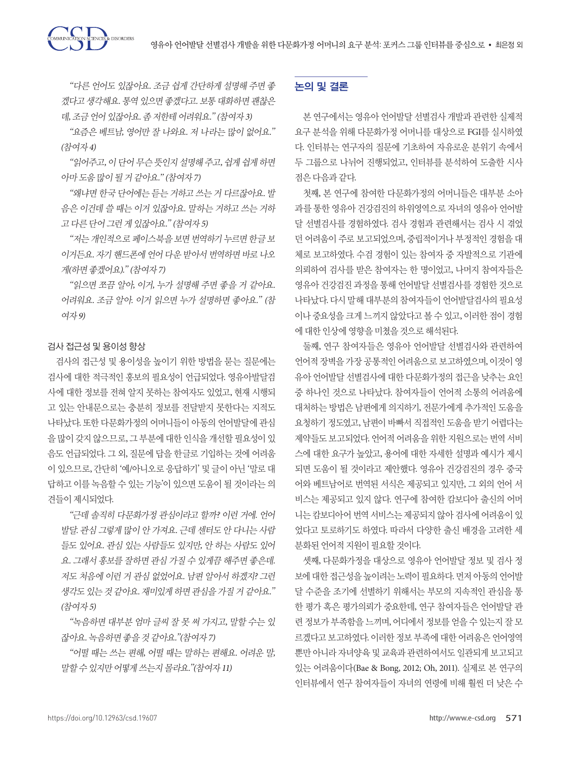*"다른 언어도 있잖아요. 조금 쉽게 간단하게 설명해 주면 좋겠다고 생각해요. 통역 있으면 좋겠다고. 보통 대화하면 괜찮은데, 조금 언어 있잖아요. 좀 저한테 어려워요." (참여자 3)*

*"요즘은 베트남, 영어만 잘 나와요. 저 나라는 많이 없어요." (참여자 4)*

*"읽어주고, 이 단어 무슨 뜻인지 설명해 주고, 쉽게 쉽게 하면 아마 도움 많이 될 거 같아요." (참여자 7)*

*"왜냐면 한국 단어에는 듣는 거하고 쓰는 거 다르잖아요. 발음은 이건데 쓸 때는 이거 있잖아요. 말하는 거하고 쓰는 거하고 다른 단어 그런 게 있잖아요." (참여자 5)*

*"저는 개인적으로 페이스북을 보면 번역하기 누르면 한글 보이거든요. 자기 핸드폰에 언어 다운 받아서 번역하면 바로 나오게(하면 좋겠어요)." (참여자 7)*

*"읽으면 쪼끔 알아, 이거, 누가 설명해 주면 좋을 거 같아요. 어려워요. 조금 알아. 이거 읽으면 누가 설명하면 좋아요." (참여자 9)*

### 검사 접근성 및 용이성 향상

검사의 접근성 및 용이성을 높이기 위한 방법을 묻는 질문에는 검사에 대한 적극적인 홍보의 필요성이 언급되었다. 영유아발달검사에 대한 정보를 전혀 알지 못하는 참여자도 있었고, 현재 시행되고 있는 안내문으로는 충분히 정보를 전달받지 못한다는 지적도 나타났다. 또한 다문화가정의 어머니들이 아동의 언어발달에 관심을 많이 갖지 않으므로, 그 부분에 대한 인식을 개선할 필요성이 있음도 언급되었다. 그 외, 질문에 답을 한글로 기입하는 것에 어려움이 있으므로, 간단히 '예/아니오로 응답하기' 및 글이 아닌 '말로 대답하고 이를 녹음할 수 있는 기능'이 있으면 도움이 될 것이라는 의견들이 제시되었다.

*"근데 솔직히 다문화가정 관심이라고 할까? 이런 거에. 언어발달. 관심 그렇게 많이 안 가져요. 근데 센터도 안 다니는 사람들도 있어요. 관심 있는 사람들도 있지만, 안 하는 사람도 있어요. 그래서 홍보를 잘하면 관심 가질 수 있게끔 해주면 좋은데. 저도 처음에 이런 거 관심 없었어요. 남편 알아서 하겠지? 그런 생각도 있는 것 같아요. 재미있게 하면 관심을 가질 거 같아요." (참여자 5)*

*"녹음하면 대부분 엄마 글씨 잘 못 써 가지고, 말할 수는 있잖아요. 녹음하면 좋을 것 같아요."(참여자 7)*

*"어떨 때는 쓰는 편해, 어떨 때는 말하는 편해요. 어려운 말, 말할 수 있지만 어떻게 쓰는지 몰라요."(참여자 11)*

## 논의 및 결론

본 연구에서는 영유아 언어발달 선별검사 개발과 관련한 실제적 요구 분석을 위해 다문화가정 어머니를 대상으로 FGI를 실시하였다. 인터뷰는 연구자의 질문에 기초하여 자유로운 분위기 속에서 두 그룹으로 나뉘어 진행되었고, 인터뷰를 분석하여 도출한 시사점은 다음과 같다.

첫째, 본 연구에 참여한 다문화가정의 어머니들은 대부분 소아과를 통한 영유아 건강검진의 하위영역으로 자녀의 영유아 언어발달 선별검사를 경험하였다. 검사 경험과 관련해서는 검사 시 겪었던 어려움이 주로 보고되었으며, 중립적이거나 부정적인 경험을 대체로 보고하였다. 수검 경험이 있는 참여자 중 자발적으로 기관에 의뢰하여 검사를 받은 참여자는 한 명이었고, 나머지 참여자들은 영유아 건강검진 과정을 통해 언어발달 선별검사를 경험한 것으로 나타났다. 다시 말해 대부분의 참여자들이 언어발달검사의 필요성이나 중요성을 크게 느끼지 않았다고 볼 수 있고, 이러한 점이 경험에 대한 인상에 영향을 미쳤을 것으로 해석된다.

둘째, 연구 참여자들은 영유아 언어발달 선별검사와 관련하여 언어적 장벽을 가장 공통적인 어려움으로 보고하였으며, 이것이 영유아 언어발달 선별검사에 대한 다문화가정의 접근을 낮추는 요인 중 하나인 것으로 나타났다. 참여자들이 언어적 소통의 어려움에 대처하는 방법은 남편에게 의지하기, 전문가에게 추가적인 도움을 요청하기 정도였고, 남편이 바빠서 직접적인 도움을 받기 어렵다는 제약들도 보고되었다. 언어적 어려움을 위한 지원으로는 번역 서비스에 대한 요구가 높았고, 용어에 대한 자세한 설명과 예시가 제시되면 도움이 될 것이라고 제안했다. 영유아 건강검진의 경우 중국어와 베트남어로 번역된 서식은 제공되고 있지만, 그 외의 언어 서비스는 제공되고 있지 않다. 연구에 참여한 캄보디아 출신의 어머니는 캄보디아어 번역 서비스는 제공되지 않아 검사에 어려움이 있었다고 토로하기도 하였다. 따라서 다양한 출신 배경을 고려한 세분화된 언어적 지원이 필요할 것이다.

셋째, 다문화가정을 대상으로 영유아 언어발달 정보 및 검사 정보에 대한 접근성을 높이려는 노력이 필요하다. 먼저 아동의 언어발달 수준을 조기에 선별하기 위해서는 부모의 지속적인 관심을 통한 평가 혹은 평가의뢰가 중요한데, 연구 참여자들은 언어발달 관련 정보가 부족함을 느끼며, 어디에서 정보를 얻을 수 있는지 잘 모르겠다고 보고하였다. 이러한 정보 부족에 대한 어려움은 언어영역뿐만 아니라 자녀양육 및 교육과 관련하여서도 일관되게 보고되고 있는 어려움이다(Bae & Bong, 2012; Oh, 2011). 실제로 본 연구의 인터뷰에서 연구 참여자들이 자녀의 연령에 비해 훨씬 더 낮은 수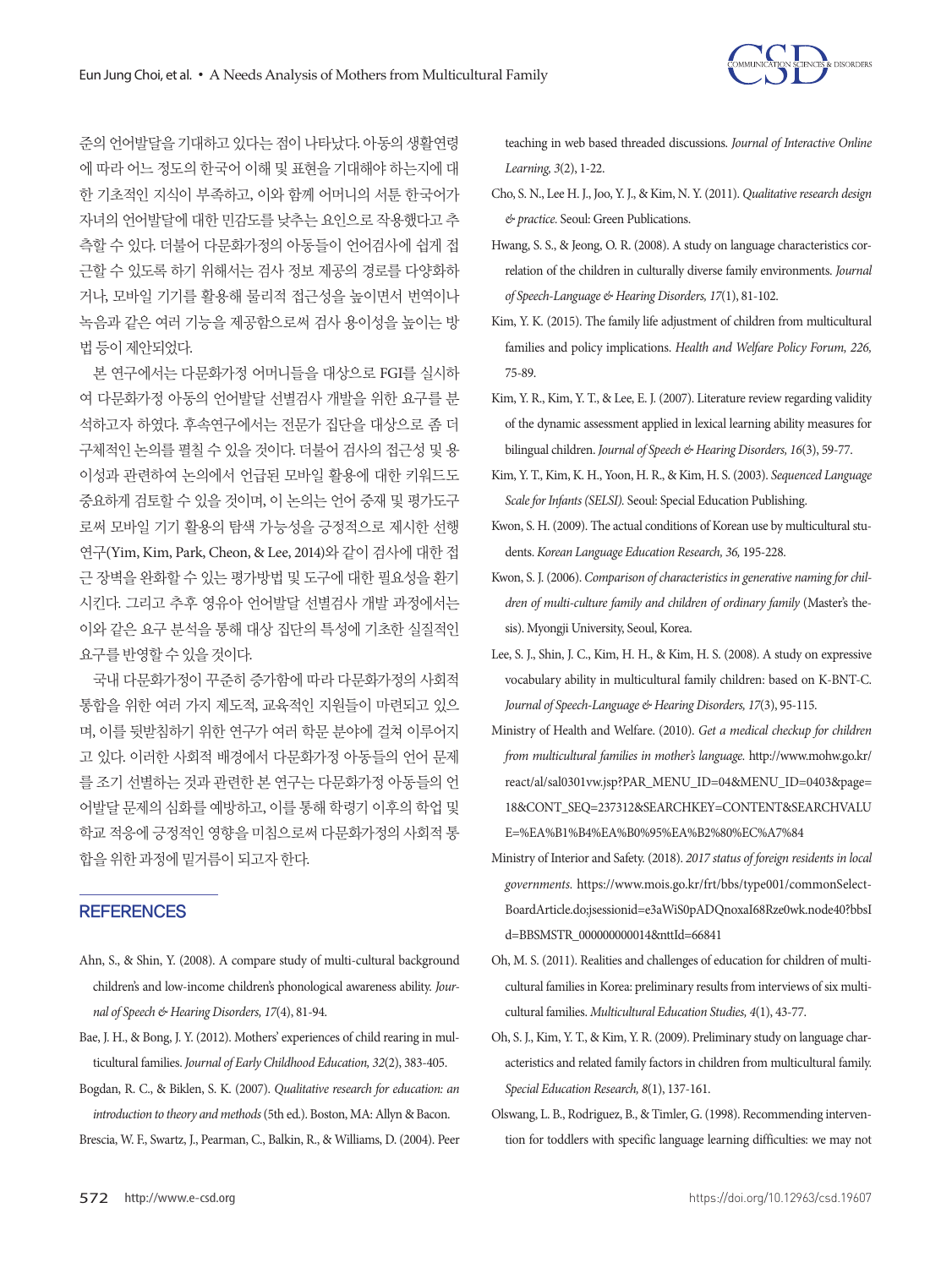준의 언어발달을 기대하고 있다는 점이 나타났다. 아동의 생활연령에 따라 어느 정도의 한국어 이해 및 표현을 기대해야 하는지에 대한 기초적인 지식이 부족하고, 이와 함께 어머니의 서툰 한국어가 자녀의 언어발달에 대한 민감도를 낮추는 요인으로 작용했다고 추측할 수 있다. 더불어 다문화가정의 아동들이 언어검사에 쉽게 접근할 수 있도록 하기 위해서는 검사 정보 제공의 경로를 다양화하거나, 모바일 기기를 활용해 물리적 접근성을 높이면서 번역이나 녹음과 같은 여러 기능을 제공함으로써 검사 용이성을 높이는 방법 등이 제안되었다.

본 연구에서는 다문화가정 어머니들을 대상으로 FGI를 실시하여 다문화가정 아동의 언어발달 선별검사 개발을 위한 요구를 분석하고자 하였다. 후속연구에서는 전문가 집단을 대상으로 좀 더 구체적인 논의를 펼칠 수 있을 것이다. 더불어 검사의 접근성 및 용이성과 관련하여 논의에서 언급된 모바일 활용에 대한 키워드도 중요하게 검토할 수 있을 것이며, 이 논의는 언어 중재 및 평가도구로써 모바일 기기 활용의 탐색 가능성을 긍정적으로 제시한 선행연구(Yim, Kim, Park, Cheon, & Lee, 2014)와 같이 검사에 대한 접근 장벽을 완화할 수 있는 평가방법 및 도구에 대한 필요성을 환기시킨다. 그리고 추후 영유아 언어발달 선별검사 개발 과정에서는 이와 같은 요구 분석을 통해 대상 집단의 특성에 기초한 실질적인 요구를 반영할 수 있을 것이다.

국내 다문화가정이 꾸준히 증가함에 따라 다문화가정의 사회적 통합을 위한 여러 가지 제도적, 교육적인 지원들이 마련되고 있으며, 이를 뒷받침하기 위한 연구가 여러 학문 분야에 걸쳐 이루어지고 있다. 이러한 사회적 배경에서 다문화가정 아동들의 언어 문제를 조기 선별하는 것과 관련한 본 연구는 다문화가정 아동들의 언어발달 문제의 심화를 예방하고, 이를 통해 학령기 이후의 학업 및 학교 적응에 긍정적인 영향을 미침으로써 다문화가정의 사회적 통합을 위한 과정에 밑거름이 되고자 한다.

## REFERENCES

Ahn, S., & Shin, Y. (2008). A compare study of multi-cultural background children's and low-income children's phonological awareness ability. *Journal of Speech & Hearing Disorders, 17*(4), 81-94.

Bae, J. H., & Bong, J. Y. (2012). Mothers' experiences of child rearing in multicultural families. *Journal of Early Childhood Education, 32*(2), 383-405.

Bogdan, R. C., & Biklen, S. K. (2007). *Qualitative research for education: an introduction to theory and methods* (5th ed.). Boston, MA: Allyn & Bacon.

Brescia, W. F., Swartz, J., Pearman, C., Balkin, R., & Williams, D. (2004). Peer teaching in web based threaded discussions. *Journal of Interactive Online Learning, 3*(2), 1-22.

Cho, S. N., Lee H. J., Joo, Y. J., & Kim, N. Y. (2011). *Qualitative research design & practice.* Seoul: Green Publications.

Hwang, S. S., & Jeong, O. R. (2008). A study on language characteristics correlation of the children in culturally diverse family environments. *Journal of Speech-Language & Hearing Disorders, 17*(1), 81-102.

Kim, Y. K. (2015). The family life adjustment of children from multicultural families and policy implications. *Health and Welfare Policy Forum, 226,* 75-89.

Kim, Y. R., Kim, Y. T., & Lee, E. J. (2007). Literature review regarding validity of the dynamic assessment applied in lexical learning ability measures for bilingual children. *Journal of Speech & Hearing Disorders, 16*(3), 59-77.

Kim, Y. T., Kim, K. H., Yoon, H. R., & Kim, H. S. (2003). *Sequenced Language Scale for Infants (SELSI).* Seoul: Special Education Publishing.

Kwon, S. H. (2009). The actual conditions of Korean use by multicultural students. *Korean Language Education Research, 36,* 195-228.

Kwon, S. J. (2006). *Comparison of characteristics in generative naming for children of multi-culture family and children of ordinary family* (Master's thesis). Myongji University, Seoul, Korea.

Lee, S. J., Shin, J. C., Kim, H. H., & Kim, H. S. (2008). A study on expressive vocabulary ability in multicultural family children: based on K-BNT-C. *Journal of Speech-Language & Hearing Disorders, 17*(3), 95-115.

Ministry of Health and Welfare. (2010). *Get a medical checkup for children from multicultural families in mother's language.* http://www.mohw.go.kr/react/al/sal0301vw.jsp?PAR_MENU_ID=04&MENU_ID=0403&page=18&CONT_SEQ=237312&SEARCHKEY=CONTENT&SEARCHVALUE=%EA%B1%B4%EA%B0%95%EA%B2%80%EC%A7%84

Ministry of Interior and Safety. (2018). *2017 status of foreign residents in local governments.* https://www.mois.go.kr/frt/bbs/type001/commonSelectBoardArticle.do;jsessionid=e3aWiS0pADQnoxaI68Rze0wk.node40?bbsId=BBSMSTR_000000000014&nttId=66841

Oh, M. S. (2011). Realities and challenges of education for children of multicultural families in Korea: preliminary results from interviews of six multicultural families. *Multicultural Education Studies, 4*(1), 43-77.

Oh, S. J., Kim, Y. T., & Kim, Y. R. (2009). Preliminary study on language characteristics and related family factors in children from multicultural family. *Special Education Research, 8*(1), 137-161.

Olswang, L. B., Rodriguez, B., & Timler, G. (1998). Recommending intervention for toddlers with specific language learning difficulties: we may not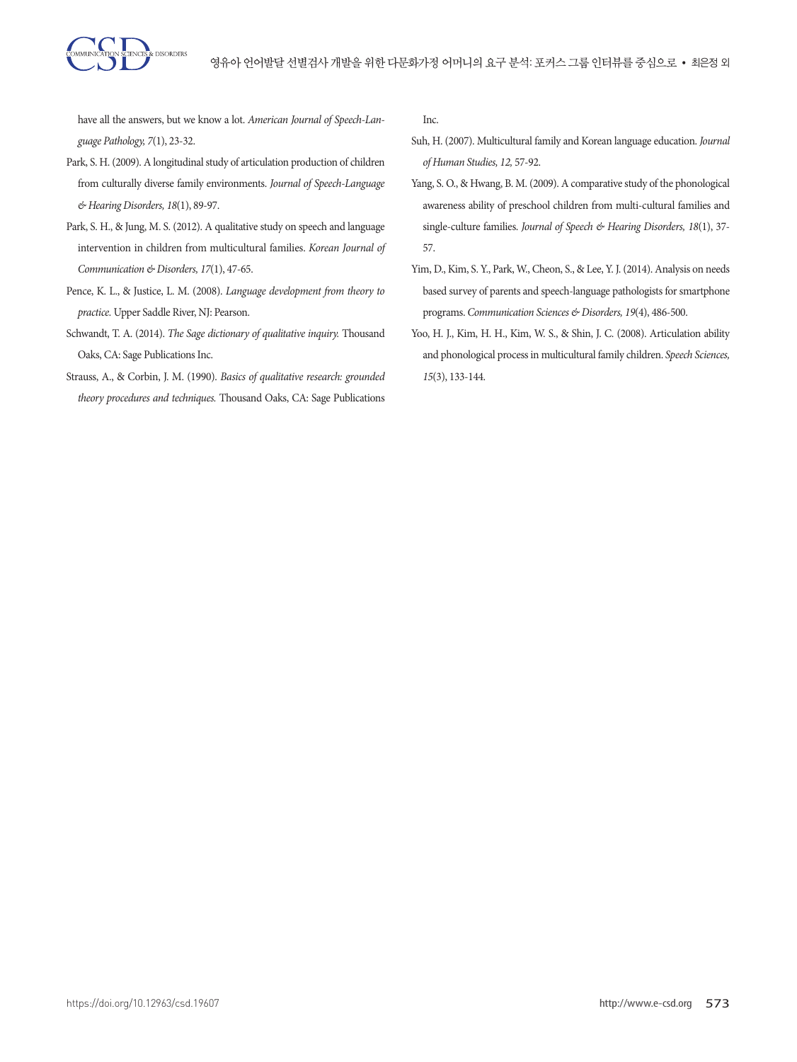have all the answers, but we know a lot. *American Journal of Speech-Language Pathology, 7*(1), 23-32.

Park, S. H. (2009). A longitudinal study of articulation production of children from culturally diverse family environments. *Journal of Speech-Language & Hearing Disorders, 18*(1), 89-97.

Park, S. H., & Jung, M. S. (2012). A qualitative study on speech and language intervention in children from multicultural families. *Korean Journal of Communication & Disorders, 17*(1), 47-65.

Pence, K. L., & Justice, L. M. (2008). *Language development from theory to practice.* Upper Saddle River, NJ: Pearson.

Schwandt, T. A. (2014). *The Sage dictionary of qualitative inquiry.* Thousand Oaks, CA: Sage Publications Inc.

Strauss, A., & Corbin, J. M. (1990). *Basics of qualitative research: grounded theory procedures and techniques.* Thousand Oaks, CA: Sage Publications Inc.

Suh, H. (2007). Multicultural family and Korean language education. *Journal of Human Studies, 12,* 57-92.

Yang, S. O., & Hwang, B. M. (2009). A comparative study of the phonological awareness ability of preschool children from multi-cultural families and single-culture families. *Journal of Speech & Hearing Disorders, 18*(1), 37-57.

Yim, D., Kim, S. Y., Park, W., Cheon, S., & Lee, Y. J. (2014). Analysis on needs based survey of parents and speech-language pathologists for smartphone programs. *Communication Sciences & Disorders, 19*(4), 486-500.

Yoo, H. J., Kim, H. H., Kim, W. S., & Shin, J. C. (2008). Articulation ability and phonological process in multicultural family children. *Speech Sciences, 15*(3), 133-144.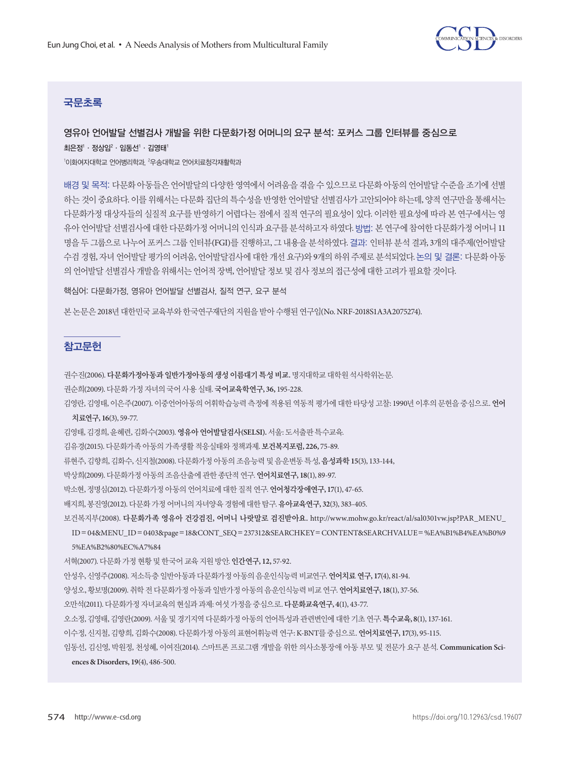## 국문초록

### 영유아 언어발달 선별검사 개발을 위한 다문화가정 어머니의 요구 분석: 포커스 그룹 인터뷰를 중심으로

**최은정[1] · 정상임[2] · 임동선[1] · 김영태[1]**

[1]이화여자대학교 언어병리학과, [2]우송대학교 언어치료청각재활학과

배경 및 목적: 다문화 아동들은 언어발달의 다양한 영역에서 어려움을 겪을 수 있으므로 다문화 아동의 언어발달 수준을 조기에 선별하는 것이 중요하다. 이를 위해서는 다문화 집단의 특수성을 반영한 언어발달 선별검사가 고안되어야 하는데, 양적 연구만을 통해서는 다문화가정 대상자들의 실질적 요구를 반영하기 어렵다는 점에서 질적 연구의 필요성이 있다. 이러한 필요성에 따라 본 연구에서는 영유아 언어발달 선별검사에 대한 다문화가정 어머니의 인식과 요구를 분석하고자 하였다. 방법: 본 연구에 참여한 다문화가정 어머니 11명을 두 그룹으로 나누어 포커스 그룹 인터뷰(FGI)를 진행하고, 그 내용을 분석하였다. 결과: 인터뷰 분석 결과, 3개의 대주제(언어발달 수검 경험, 자녀 언어발달 평가의 어려움, 언어발달검사에 대한 개선 요구)와 9개의 하위 주제로 분석되었다. 논의 및 결론: 다문화 아동의 언어발달 선별검사 개발을 위해서는 언어적 장벽, 언어발달 정보 및 검사 정보의 접근성에 대한 고려가 필요할 것이다.

핵심어: 다문화가정, 영유아 언어발달 선별검사, 질적 연구, 요구 분석

본 논문은 2018년 대한민국 교육부와 한국연구재단의 지원을 받아 수행된 연구임(No. NRF-2018S1A3A2075274).

## 참고문헌

권수진(2006). **다문화가정아동과 일반가정아동의 생성 이름대기 특성 비교.** 명지대학교 대학원 석사학위논문.

권순희(2009). 다문화 가정 자녀의 국어 사용 실태. **국어교육학연구, 36,** 195-228.

김영란, 김영태, 이은주(2007). 이중언어아동의 어휘학습능력 측정에 적용된 역동적 평가에 대한 타당성 고찰: 1990년 이후의 문헌을 중심으로. **언어치료연구, 16**(3), 59-77.

김영태, 김경희, 윤혜련, 김화수(2003). **영유아 언어발달검사(SELSI).** 서울: 도서출판 특수교육.

김유경(2015). 다문화가족 아동의 가족생활 적응실태와 정책과제. **보건복지포럼, 226,** 75-89.

류현주, 김향희, 김화수, 신지철(2008). 다문화가정 아동의 조음능력 및 음운변동 특성, **음성과학 15**(3), 133-144,

박상희(2009). 다문화가정 아동의 조음산출에 관한 종단적 연구. **언어치료연구, 18**(1), 89-97.

박소현, 정명심(2012). 다문화가정 아동의 언어치료에 대한 질적 연구. **언어청각장애연구, 17**(1), 47-65.

배지희, 봉진영(2012). 다문화 가정 어머니의 자녀양육 경험에 대한 탐구. **유아교육연구, 32**(3), 383-405.

보건복지부(2008). **다문화가족 영유아 건강검진, 어머니 나랏말로 검진받아요.** http://www.mohw.go.kr/react/al/sal0301vw.jsp?PAR_MENU_ID=04&MENU_ID=0403&page=18&CONT_SEQ=237312&SEARCHKEY=CONTENT&SEARCHVALUE=%EA%B1%B4%EA%B0%95%EA%B2%80%EC%A7%84

서혁(2007). 다문화 가정 현황 및 한국어 교육 지원 방안. **인간연구, 12,** 57-92.

안성우, 신영주(2008). 저소득층 일반아동과 다문화가정 아동의 음운인식능력 비교연구. **언어치료 연구, 17**(4), 81-94.

양성오, 황보명(2009). 취학 전 다문화가정 아동과 일반가정 아동의 음운인식능력 비교 연구. **언어치료연구, 18**(1), 37-56.

오만석(2011). 다문화가정 자녀교육의 현실과 과제: 여섯 가정을 중심으로. **다문화교육연구, 4**(1), 43-77.

오소정, 김영태, 김영란(2009). 서울 및 경기지역 다문화가정 아동의 언어특성과 관련변인에 대한 기초 연구. **특수교육, 8**(1), 137-161.

이수정, 신지철, 김향희, 김화수(2008). 다문화가정 아동의 표현어휘능력 연구: K-BNT를 중심으로. **언어치료연구, 17**(3), 95-115.

임동선, 김신영, 박원정, 천성혜, 이여진(2014). 스마트폰 프로그램 개발을 위한 의사소통장애 아동 부모 및 전문가 요구 분석. **Communication Sciences & Disorders, 19**(4), 486-500.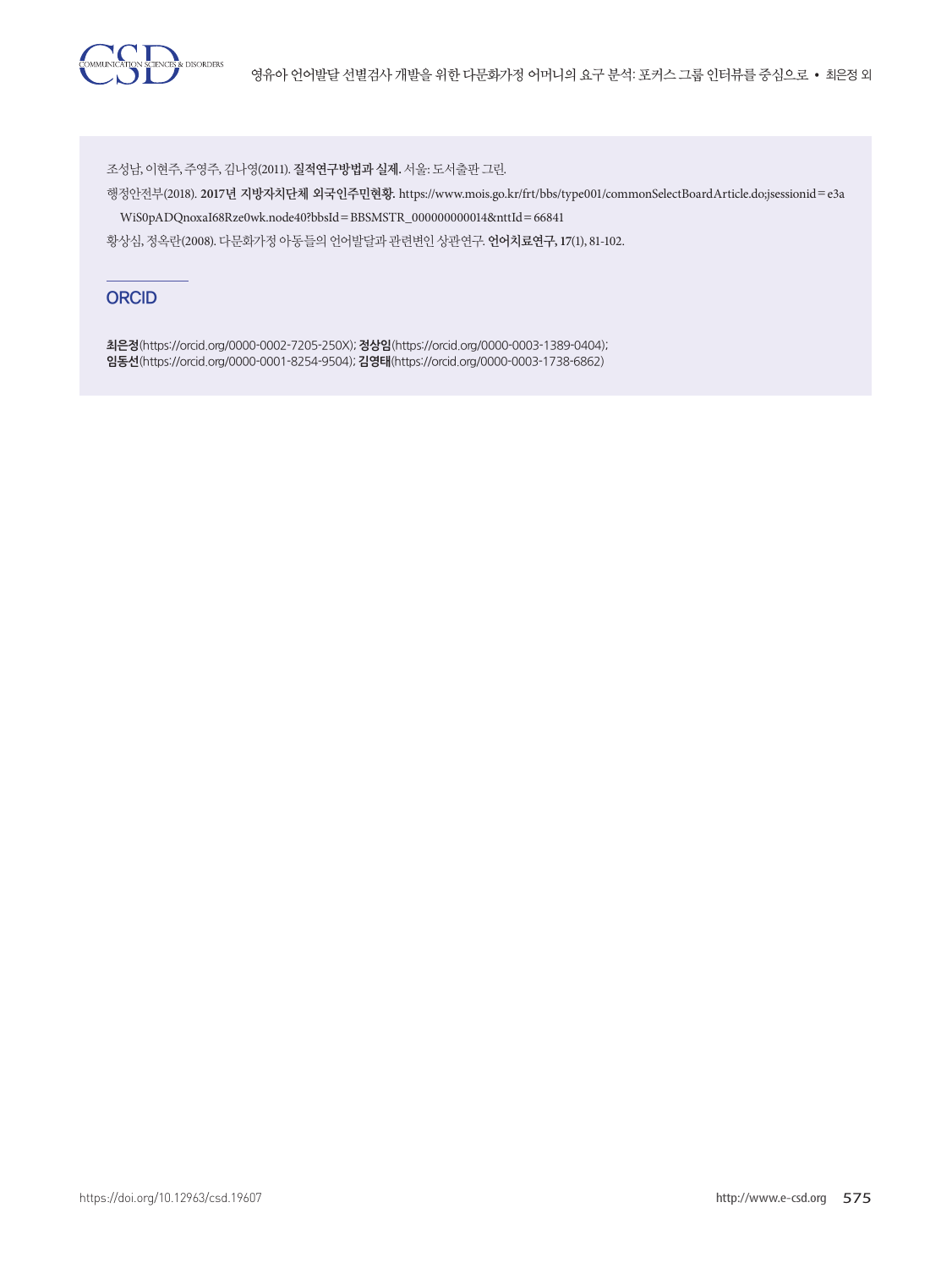조성남, 이현주, 주영주, 김나영(2011). **질적연구방법과 실제.** 서울: 도서출판 그린.

행정안전부(2018). **2017년 지방자치단체 외국인주민현황.** https://www.mois.go.kr/frt/bbs/type001/commonSelectBoardArticle.do;jsessionid=e3aWiS0pADQnoxaI68Rze0wk.node40?bbsId=BBSMSTR_000000000014&nttId=66841

황상심, 정옥란(2008). 다문화가정 아동들의 언어발달과 관련변인 상관연구. **언어치료연구, 17**(1), 81-102.

## ORCID

**최은정**(https://orcid.org/0000-0002-7205-250X); **정상임**(https://orcid.org/0000-0003-1389-0404); **임동선**(https://orcid.org/0000-0001-8254-9504); **김영태**(https://orcid.org/0000-0003-1738-6862)